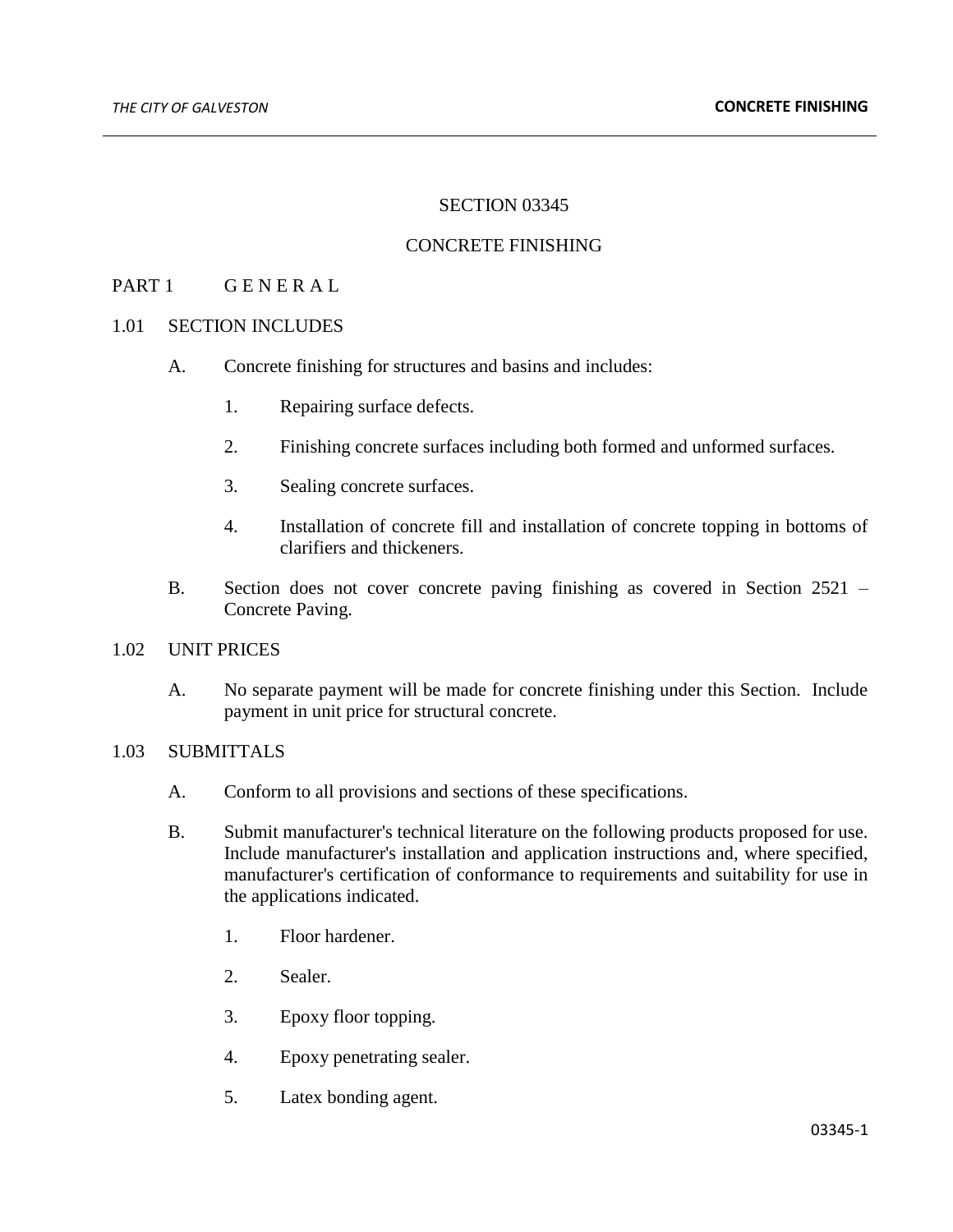# SECTION 03345

# CONCRETE FINISHING

## PART 1 G E N E R A L

### 1.01 SECTION INCLUDES

A. Concrete finishing for structures and basins and includes:

1. Repairing surface defects.
2. Finishing concrete surfaces including both formed and unformed surfaces.
3. Sealing concrete surfaces.
4. Installation of concrete fill and installation of concrete topping in bottoms of clarifiers and thickeners.

B. Section does not cover concrete paving finishing as covered in Section 2521 – Concrete Paving.

### 1.02 UNIT PRICES

A. No separate payment will be made for concrete finishing under this Section. Include payment in unit price for structural concrete.

### 1.03 SUBMITTALS

A. Conform to all provisions and sections of these specifications.

B. Submit manufacturer's technical literature on the following products proposed for use. Include manufacturer's installation and application instructions and, where specified, manufacturer's certification of conformance to requirements and suitability for use in the applications indicated.

1. Floor hardener.
2. Sealer.
3. Epoxy floor topping.
4. Epoxy penetrating sealer.
5. Latex bonding agent.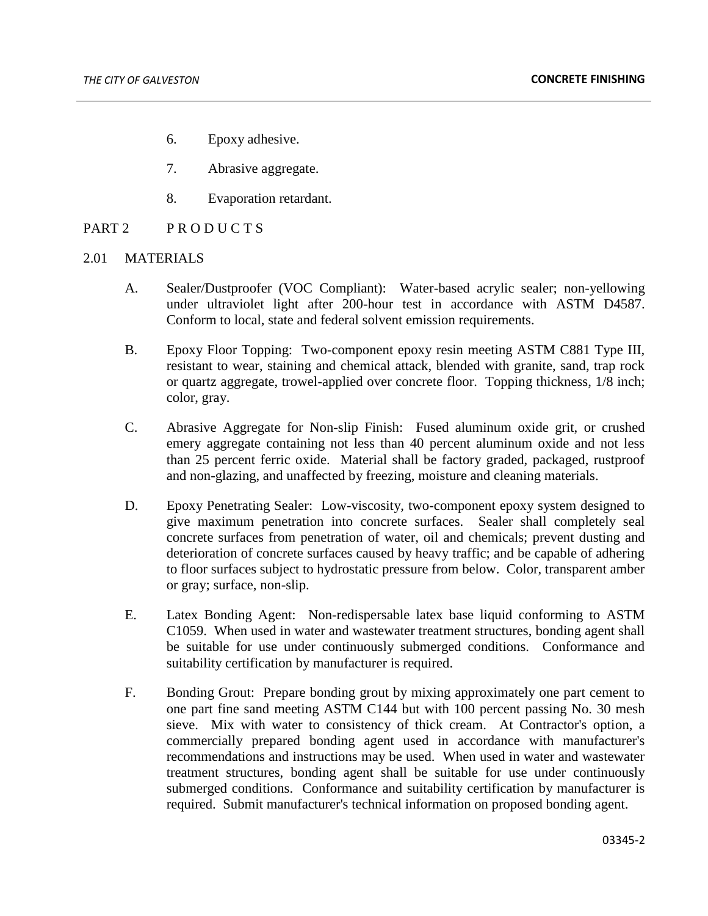6. Epoxy adhesive.

7. Abrasive aggregate.

8. Evaporation retardant.

## PART 2 PRODUCTS

### 2.01 MATERIALS

A. Sealer/Dustproofer (VOC Compliant): Water-based acrylic sealer; non-yellowing under ultraviolet light after 200-hour test in accordance with ASTM D4587. Conform to local, state and federal solvent emission requirements.

B. Epoxy Floor Topping: Two-component epoxy resin meeting ASTM C881 Type III, resistant to wear, staining and chemical attack, blended with granite, sand, trap rock or quartz aggregate, trowel-applied over concrete floor. Topping thickness, 1/8 inch; color, gray.

C. Abrasive Aggregate for Non-slip Finish: Fused aluminum oxide grit, or crushed emery aggregate containing not less than 40 percent aluminum oxide and not less than 25 percent ferric oxide. Material shall be factory graded, packaged, rustproof and non-glazing, and unaffected by freezing, moisture and cleaning materials.

D. Epoxy Penetrating Sealer: Low-viscosity, two-component epoxy system designed to give maximum penetration into concrete surfaces. Sealer shall completely seal concrete surfaces from penetration of water, oil and chemicals; prevent dusting and deterioration of concrete surfaces caused by heavy traffic; and be capable of adhering to floor surfaces subject to hydrostatic pressure from below. Color, transparent amber or gray; surface, non-slip.

E. Latex Bonding Agent: Non-redispersable latex base liquid conforming to ASTM C1059. When used in water and wastewater treatment structures, bonding agent shall be suitable for use under continuously submerged conditions. Conformance and suitability certification by manufacturer is required.

F. Bonding Grout: Prepare bonding grout by mixing approximately one part cement to one part fine sand meeting ASTM C144 but with 100 percent passing No. 30 mesh sieve. Mix with water to consistency of thick cream. At Contractor's option, a commercially prepared bonding agent used in accordance with manufacturer's recommendations and instructions may be used. When used in water and wastewater treatment structures, bonding agent shall be suitable for use under continuously submerged conditions. Conformance and suitability certification by manufacturer is required. Submit manufacturer's technical information on proposed bonding agent.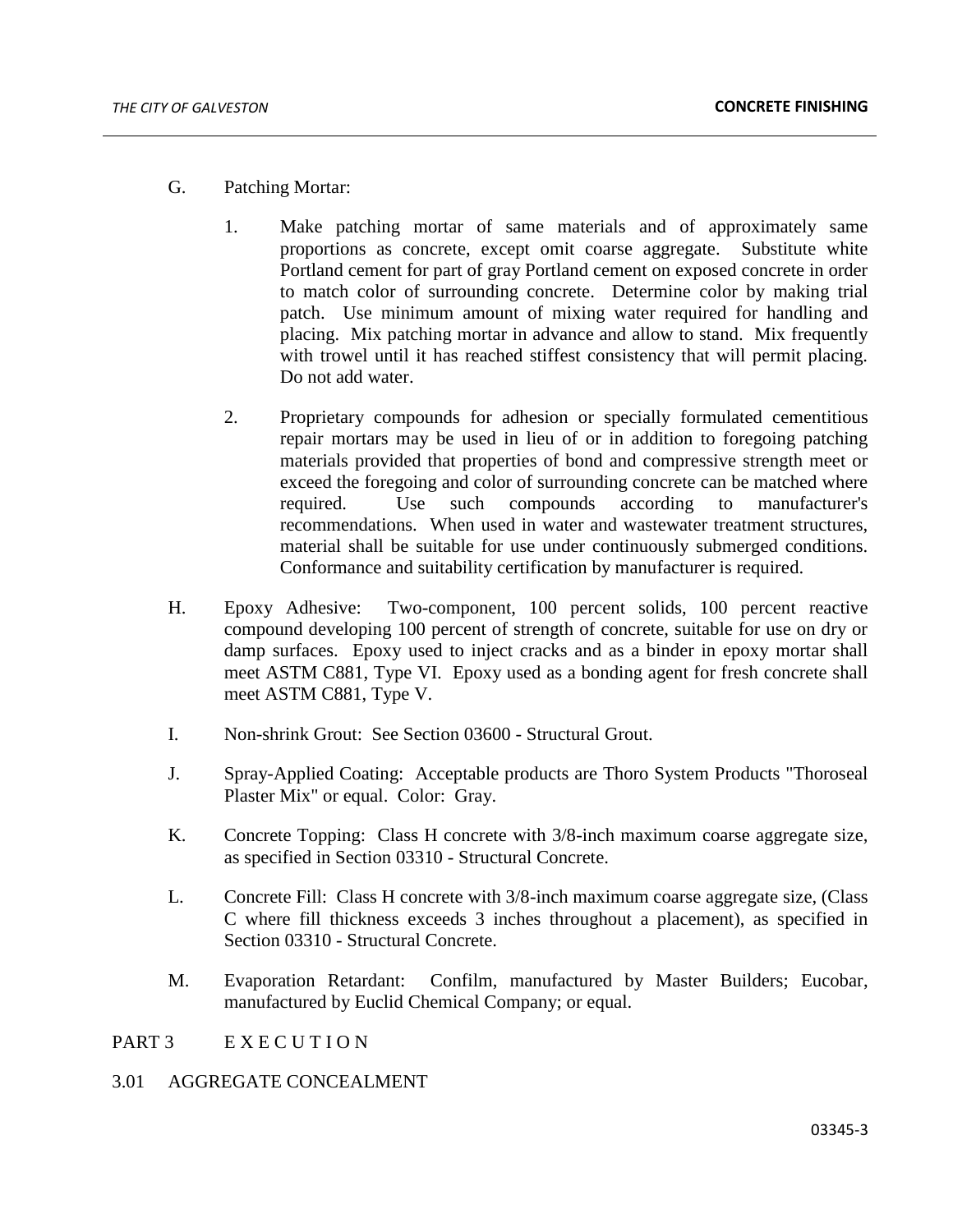G. Patching Mortar:

1. Make patching mortar of same materials and of approximately same proportions as concrete, except omit coarse aggregate. Substitute white Portland cement for part of gray Portland cement on exposed concrete in order to match color of surrounding concrete. Determine color by making trial patch. Use minimum amount of mixing water required for handling and placing. Mix patching mortar in advance and allow to stand. Mix frequently with trowel until it has reached stiffest consistency that will permit placing. Do not add water.

2. Proprietary compounds for adhesion or specially formulated cementitious repair mortars may be used in lieu of or in addition to foregoing patching materials provided that properties of bond and compressive strength meet or exceed the foregoing and color of surrounding concrete can be matched where required. Use such compounds according to manufacturer's recommendations. When used in water and wastewater treatment structures, material shall be suitable for use under continuously submerged conditions. Conformance and suitability certification by manufacturer is required.

H. Epoxy Adhesive: Two-component, 100 percent solids, 100 percent reactive compound developing 100 percent of strength of concrete, suitable for use on dry or damp surfaces. Epoxy used to inject cracks and as a binder in epoxy mortar shall meet ASTM C881, Type VI. Epoxy used as a bonding agent for fresh concrete shall meet ASTM C881, Type V.

I. Non-shrink Grout: See Section 03600 - Structural Grout.

J. Spray-Applied Coating: Acceptable products are Thoro System Products "Thoroseal Plaster Mix" or equal. Color: Gray.

K. Concrete Topping: Class H concrete with 3/8-inch maximum coarse aggregate size, as specified in Section 03310 - Structural Concrete.

L. Concrete Fill: Class H concrete with 3/8-inch maximum coarse aggregate size, (Class C where fill thickness exceeds 3 inches throughout a placement), as specified in Section 03310 - Structural Concrete.

M. Evaporation Retardant: Confilm, manufactured by Master Builders; Eucobar, manufactured by Euclid Chemical Company; or equal.

## PART 3 E X E C U T I O N

### 3.01 AGGREGATE CONCEALMENT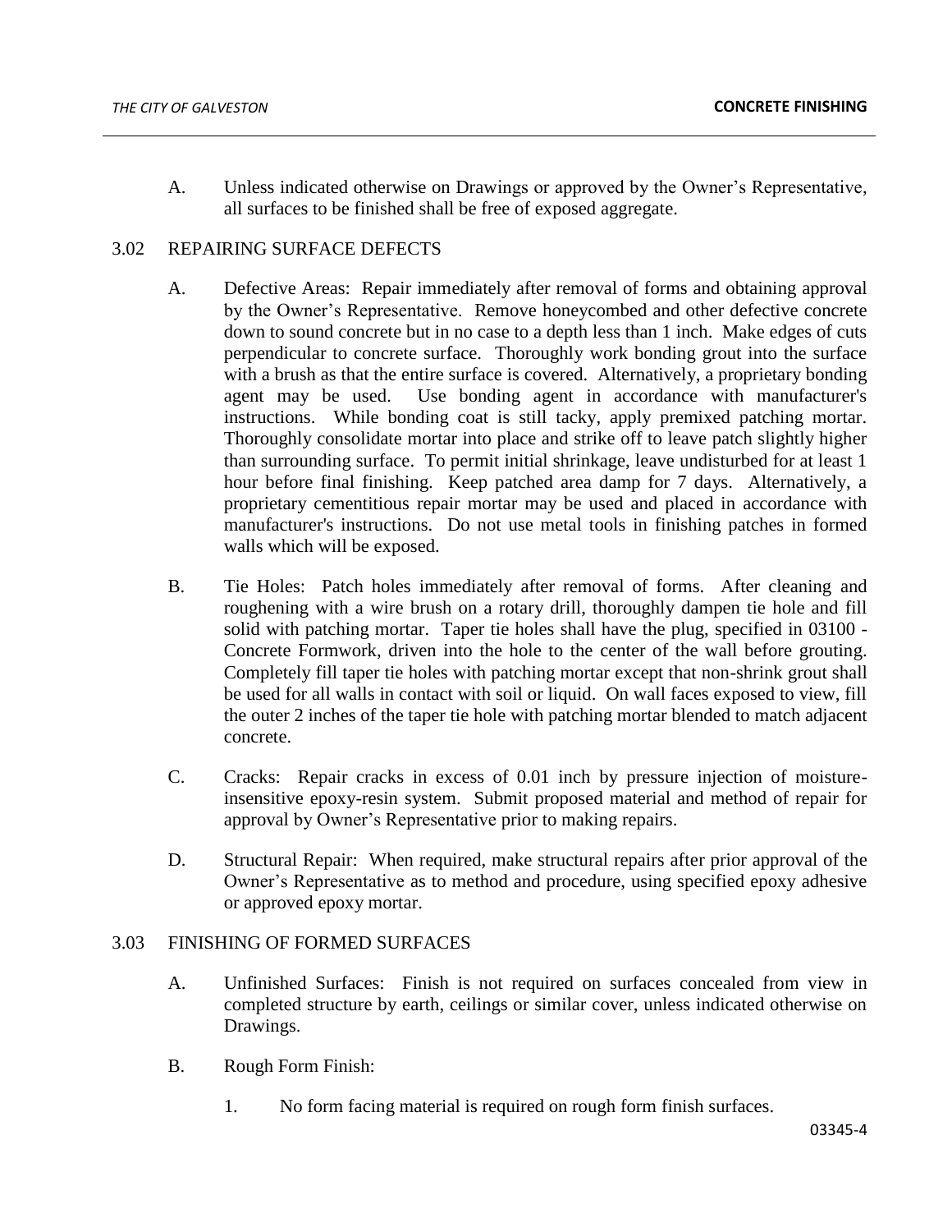A. Unless indicated otherwise on Drawings or approved by the Owner's Representative, all surfaces to be finished shall be free of exposed aggregate.

## 3.02 REPAIRING SURFACE DEFECTS

A. Defective Areas: Repair immediately after removal of forms and obtaining approval by the Owner's Representative. Remove honeycombed and other defective concrete down to sound concrete but in no case to a depth less than 1 inch. Make edges of cuts perpendicular to concrete surface. Thoroughly work bonding grout into the surface with a brush as that the entire surface is covered. Alternatively, a proprietary bonding agent may be used. Use bonding agent in accordance with manufacturer's instructions. While bonding coat is still tacky, apply premixed patching mortar. Thoroughly consolidate mortar into place and strike off to leave patch slightly higher than surrounding surface. To permit initial shrinkage, leave undisturbed for at least 1 hour before final finishing. Keep patched area damp for 7 days. Alternatively, a proprietary cementitious repair mortar may be used and placed in accordance with manufacturer's instructions. Do not use metal tools in finishing patches in formed walls which will be exposed.

B. Tie Holes: Patch holes immediately after removal of forms. After cleaning and roughening with a wire brush on a rotary drill, thoroughly dampen tie hole and fill solid with patching mortar. Taper tie holes shall have the plug, specified in 03100 - Concrete Formwork, driven into the hole to the center of the wall before grouting. Completely fill taper tie holes with patching mortar except that non-shrink grout shall be used for all walls in contact with soil or liquid. On wall faces exposed to view, fill the outer 2 inches of the taper tie hole with patching mortar blended to match adjacent concrete.

C. Cracks: Repair cracks in excess of 0.01 inch by pressure injection of moisture-insensitive epoxy-resin system. Submit proposed material and method of repair for approval by Owner's Representative prior to making repairs.

D. Structural Repair: When required, make structural repairs after prior approval of the Owner's Representative as to method and procedure, using specified epoxy adhesive or approved epoxy mortar.

## 3.03 FINISHING OF FORMED SURFACES

A. Unfinished Surfaces: Finish is not required on surfaces concealed from view in completed structure by earth, ceilings or similar cover, unless indicated otherwise on Drawings.

B. Rough Form Finish:

1. No form facing material is required on rough form finish surfaces.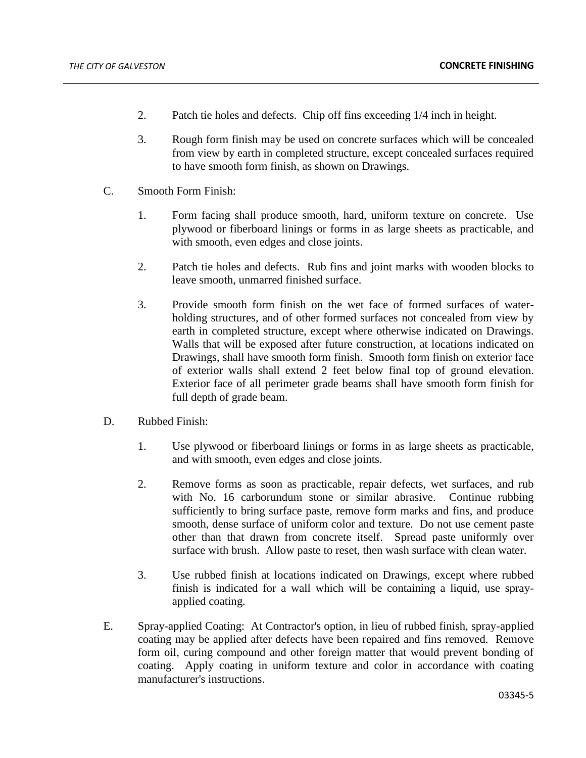2. Patch tie holes and defects. Chip off fins exceeding 1/4 inch in height.

3. Rough form finish may be used on concrete surfaces which will be concealed from view by earth in completed structure, except concealed surfaces required to have smooth form finish, as shown on Drawings.

C. Smooth Form Finish:

1. Form facing shall produce smooth, hard, uniform texture on concrete. Use plywood or fiberboard linings or forms in as large sheets as practicable, and with smooth, even edges and close joints.

2. Patch tie holes and defects. Rub fins and joint marks with wooden blocks to leave smooth, unmarred finished surface.

3. Provide smooth form finish on the wet face of formed surfaces of water-holding structures, and of other formed surfaces not concealed from view by earth in completed structure, except where otherwise indicated on Drawings. Walls that will be exposed after future construction, at locations indicated on Drawings, shall have smooth form finish. Smooth form finish on exterior face of exterior walls shall extend 2 feet below final top of ground elevation. Exterior face of all perimeter grade beams shall have smooth form finish for full depth of grade beam.

D. Rubbed Finish:

1. Use plywood or fiberboard linings or forms in as large sheets as practicable, and with smooth, even edges and close joints.

2. Remove forms as soon as practicable, repair defects, wet surfaces, and rub with No. 16 carborundum stone or similar abrasive. Continue rubbing sufficiently to bring surface paste, remove form marks and fins, and produce smooth, dense surface of uniform color and texture. Do not use cement paste other than that drawn from concrete itself. Spread paste uniformly over surface with brush. Allow paste to reset, then wash surface with clean water.

3. Use rubbed finish at locations indicated on Drawings, except where rubbed finish is indicated for a wall which will be containing a liquid, use spray-applied coating.

E. Spray-applied Coating: At Contractor's option, in lieu of rubbed finish, spray-applied coating may be applied after defects have been repaired and fins removed. Remove form oil, curing compound and other foreign matter that would prevent bonding of coating. Apply coating in uniform texture and color in accordance with coating manufacturer's instructions.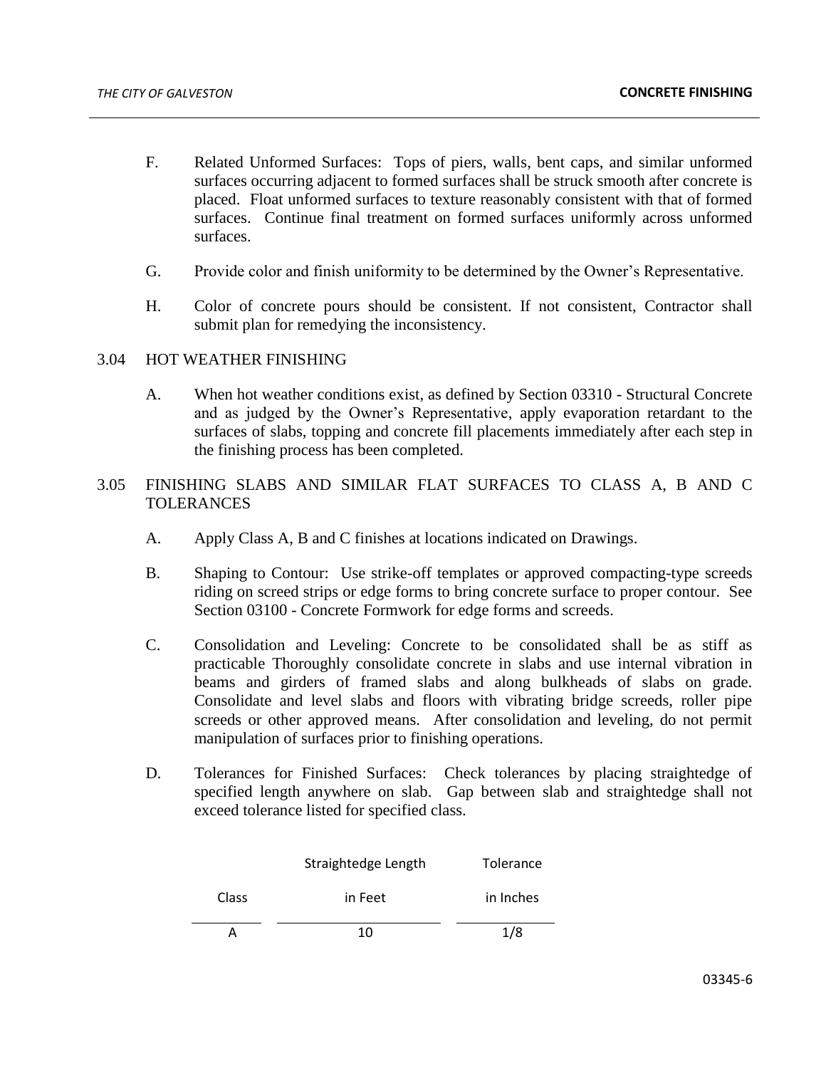F. Related Unformed Surfaces: Tops of piers, walls, bent caps, and similar unformed surfaces occurring adjacent to formed surfaces shall be struck smooth after concrete is placed. Float unformed surfaces to texture reasonably consistent with that of formed surfaces. Continue final treatment on formed surfaces uniformly across unformed surfaces.

G. Provide color and finish uniformity to be determined by the Owner's Representative.

H. Color of concrete pours should be consistent. If not consistent, Contractor shall submit plan for remedying the inconsistency.

## 3.04 HOT WEATHER FINISHING

A. When hot weather conditions exist, as defined by Section 03310 - Structural Concrete and as judged by the Owner's Representative, apply evaporation retardant to the surfaces of slabs, topping and concrete fill placements immediately after each step in the finishing process has been completed.

## 3.05 FINISHING SLABS AND SIMILAR FLAT SURFACES TO CLASS A, B AND C TOLERANCES

A. Apply Class A, B and C finishes at locations indicated on Drawings.

B. Shaping to Contour: Use strike-off templates or approved compacting-type screeds riding on screed strips or edge forms to bring concrete surface to proper contour. See Section 03100 - Concrete Formwork for edge forms and screeds.

C. Consolidation and Leveling: Concrete to be consolidated shall be as stiff as practicable Thoroughly consolidate concrete in slabs and use internal vibration in beams and girders of framed slabs and along bulkheads of slabs on grade. Consolidate and level slabs and floors with vibrating bridge screeds, roller pipe screeds or other approved means. After consolidation and leveling, do not permit manipulation of surfaces prior to finishing operations.

D. Tolerances for Finished Surfaces: Check tolerances by placing straightedge of specified length anywhere on slab. Gap between slab and straightedge shall not exceed tolerance listed for specified class.

| Class | Straightedge Length in Feet | Tolerance in Inches |
|---|---|---|
| A | 10 | 1/8 |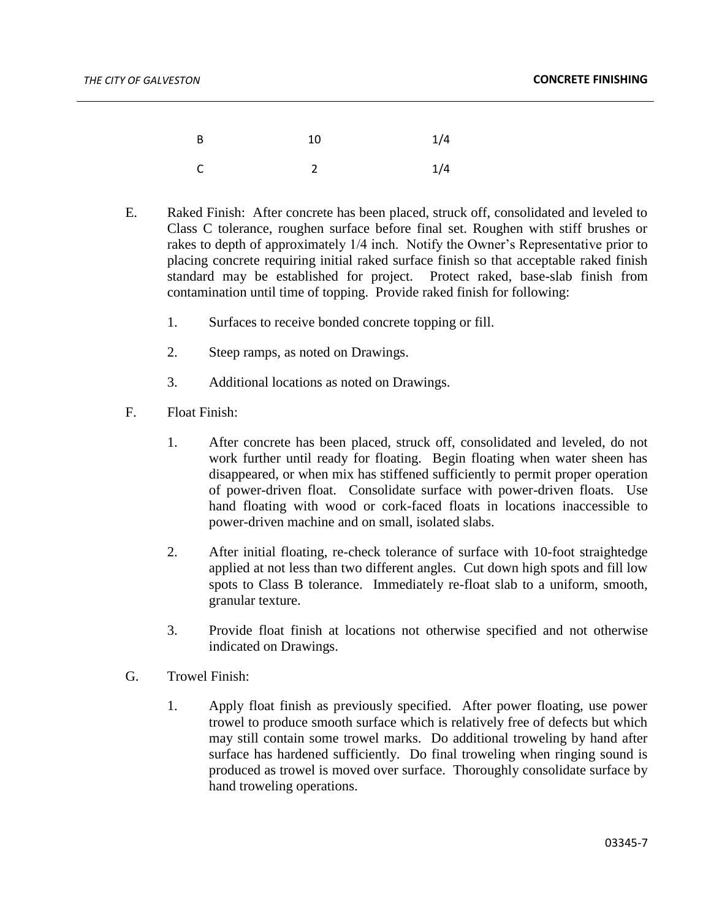| | | |
|---|---|---|
| B | 10 | 1/4 |
| C | 2 | 1/4 |

E. Raked Finish: After concrete has been placed, struck off, consolidated and leveled to Class C tolerance, roughen surface before final set. Roughen with stiff brushes or rakes to depth of approximately 1/4 inch. Notify the Owner's Representative prior to placing concrete requiring initial raked surface finish so that acceptable raked finish standard may be established for project. Protect raked, base-slab finish from contamination until time of topping. Provide raked finish for following:

   1. Surfaces to receive bonded concrete topping or fill.

   2. Steep ramps, as noted on Drawings.

   3. Additional locations as noted on Drawings.

F. Float Finish:

   1. After concrete has been placed, struck off, consolidated and leveled, do not work further until ready for floating. Begin floating when water sheen has disappeared, or when mix has stiffened sufficiently to permit proper operation of power-driven float. Consolidate surface with power-driven floats. Use hand floating with wood or cork-faced floats in locations inaccessible to power-driven machine and on small, isolated slabs.

   2. After initial floating, re-check tolerance of surface with 10-foot straightedge applied at not less than two different angles. Cut down high spots and fill low spots to Class B tolerance. Immediately re-float slab to a uniform, smooth, granular texture.

   3. Provide float finish at locations not otherwise specified and not otherwise indicated on Drawings.

G. Trowel Finish:

   1. Apply float finish as previously specified. After power floating, use power trowel to produce smooth surface which is relatively free of defects but which may still contain some trowel marks. Do additional troweling by hand after surface has hardened sufficiently. Do final troweling when ringing sound is produced as trowel is moved over surface. Thoroughly consolidate surface by hand troweling operations.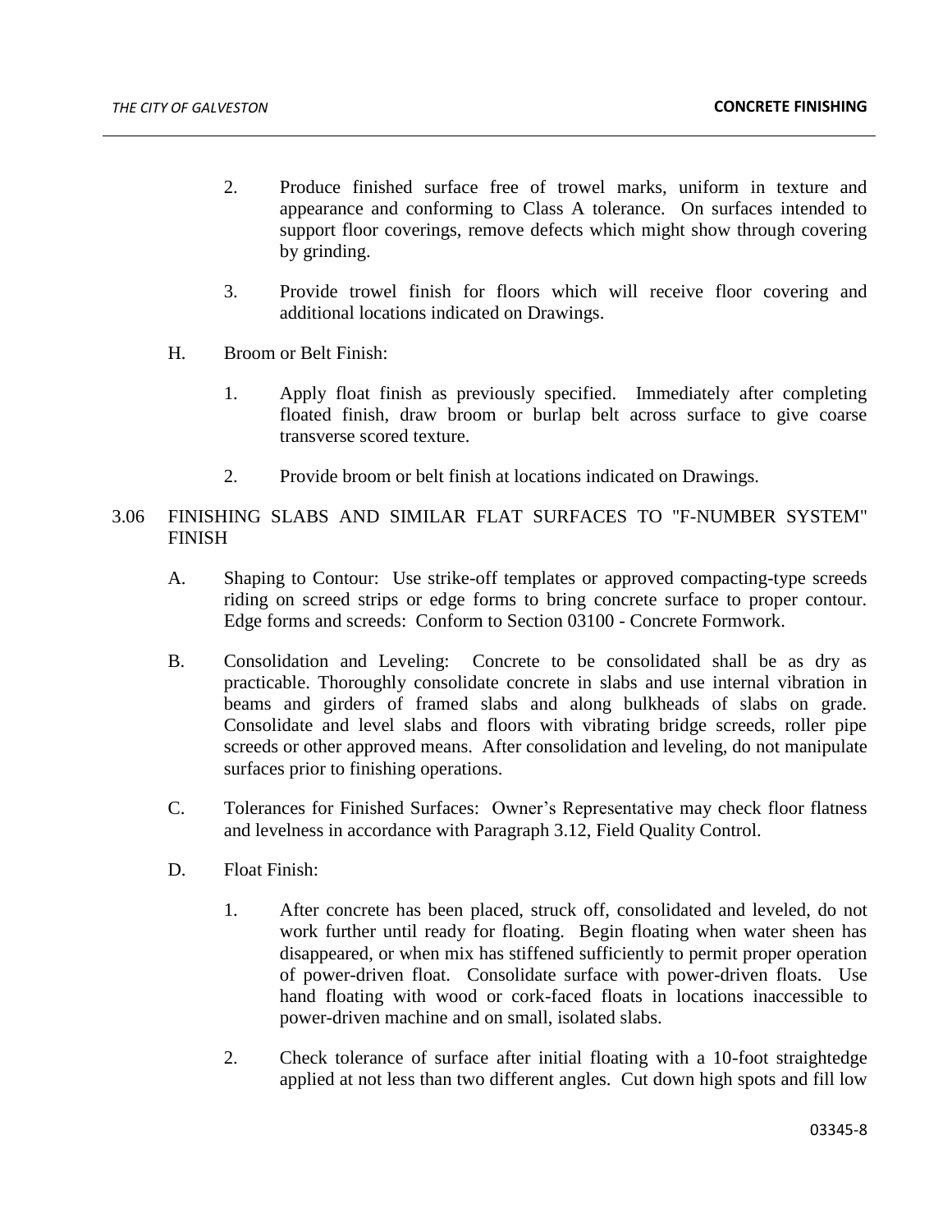2. Produce finished surface free of trowel marks, uniform in texture and appearance and conforming to Class A tolerance. On surfaces intended to support floor coverings, remove defects which might show through covering by grinding.

3. Provide trowel finish for floors which will receive floor covering and additional locations indicated on Drawings.

H. Broom or Belt Finish:

1. Apply float finish as previously specified. Immediately after completing floated finish, draw broom or burlap belt across surface to give coarse transverse scored texture.

2. Provide broom or belt finish at locations indicated on Drawings.

## 3.06 FINISHING SLABS AND SIMILAR FLAT SURFACES TO "F-NUMBER SYSTEM" FINISH

A. Shaping to Contour: Use strike-off templates or approved compacting-type screeds riding on screed strips or edge forms to bring concrete surface to proper contour. Edge forms and screeds: Conform to Section 03100 - Concrete Formwork.

B. Consolidation and Leveling: Concrete to be consolidated shall be as dry as practicable. Thoroughly consolidate concrete in slabs and use internal vibration in beams and girders of framed slabs and along bulkheads of slabs on grade. Consolidate and level slabs and floors with vibrating bridge screeds, roller pipe screeds or other approved means. After consolidation and leveling, do not manipulate surfaces prior to finishing operations.

C. Tolerances for Finished Surfaces: Owner's Representative may check floor flatness and levelness in accordance with Paragraph 3.12, Field Quality Control.

D. Float Finish:

1. After concrete has been placed, struck off, consolidated and leveled, do not work further until ready for floating. Begin floating when water sheen has disappeared, or when mix has stiffened sufficiently to permit proper operation of power-driven float. Consolidate surface with power-driven floats. Use hand floating with wood or cork-faced floats in locations inaccessible to power-driven machine and on small, isolated slabs.

2. Check tolerance of surface after initial floating with a 10-foot straightedge applied at not less than two different angles. Cut down high spots and fill low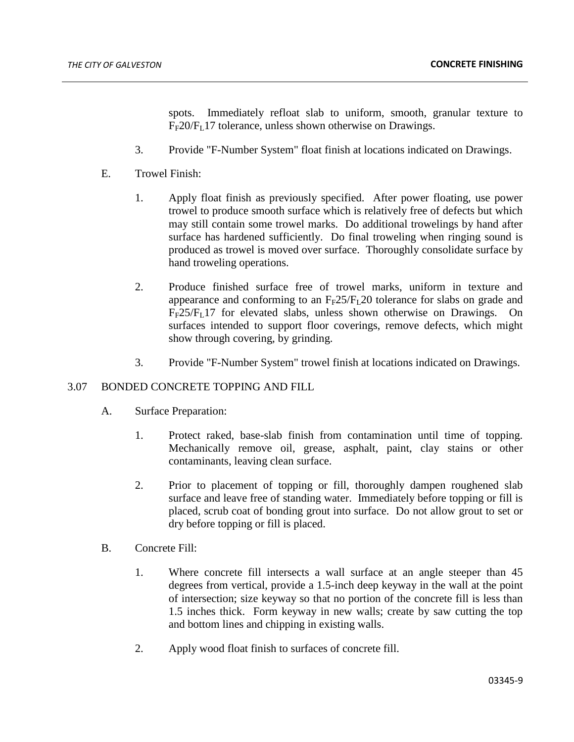spots. Immediately refloat slab to uniform, smooth, granular texture to $F_F20/F_L17$ tolerance, unless shown otherwise on Drawings.

3. Provide "F-Number System" float finish at locations indicated on Drawings.

E. Trowel Finish:

1. Apply float finish as previously specified. After power floating, use power trowel to produce smooth surface which is relatively free of defects but which may still contain some trowel marks. Do additional trowelings by hand after surface has hardened sufficiently. Do final troweling when ringing sound is produced as trowel is moved over surface. Thoroughly consolidate surface by hand troweling operations.

2. Produce finished surface free of trowel marks, uniform in texture and appearance and conforming to an $F_F25/F_L20$ tolerance for slabs on grade and $F_F25/F_L17$ for elevated slabs, unless shown otherwise on Drawings. On surfaces intended to support floor coverings, remove defects, which might show through covering, by grinding.

3. Provide "F-Number System" trowel finish at locations indicated on Drawings.

3.07 BONDED CONCRETE TOPPING AND FILL

A. Surface Preparation:

1. Protect raked, base-slab finish from contamination until time of topping. Mechanically remove oil, grease, asphalt, paint, clay stains or other contaminants, leaving clean surface.

2. Prior to placement of topping or fill, thoroughly dampen roughened slab surface and leave free of standing water. Immediately before topping or fill is placed, scrub coat of bonding grout into surface. Do not allow grout to set or dry before topping or fill is placed.

B. Concrete Fill:

1. Where concrete fill intersects a wall surface at an angle steeper than 45 degrees from vertical, provide a 1.5-inch deep keyway in the wall at the point of intersection; size keyway so that no portion of the concrete fill is less than 1.5 inches thick. Form keyway in new walls; create by saw cutting the top and bottom lines and chipping in existing walls.

2. Apply wood float finish to surfaces of concrete fill.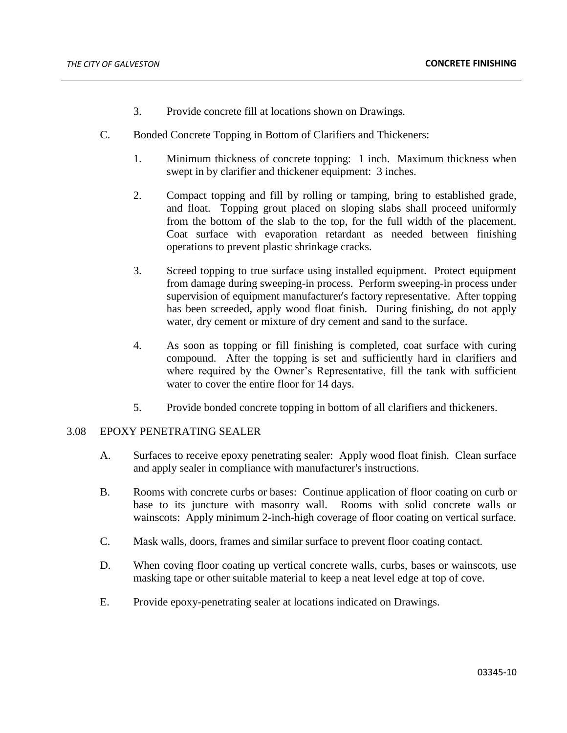3. Provide concrete fill at locations shown on Drawings.

C. Bonded Concrete Topping in Bottom of Clarifiers and Thickeners:

1. Minimum thickness of concrete topping: 1 inch. Maximum thickness when swept in by clarifier and thickener equipment: 3 inches.

2. Compact topping and fill by rolling or tamping, bring to established grade, and float. Topping grout placed on sloping slabs shall proceed uniformly from the bottom of the slab to the top, for the full width of the placement. Coat surface with evaporation retardant as needed between finishing operations to prevent plastic shrinkage cracks.

3. Screed topping to true surface using installed equipment. Protect equipment from damage during sweeping-in process. Perform sweeping-in process under supervision of equipment manufacturer's factory representative. After topping has been screeded, apply wood float finish. During finishing, do not apply water, dry cement or mixture of dry cement and sand to the surface.

4. As soon as topping or fill finishing is completed, coat surface with curing compound. After the topping is set and sufficiently hard in clarifiers and where required by the Owner's Representative, fill the tank with sufficient water to cover the entire floor for 14 days.

5. Provide bonded concrete topping in bottom of all clarifiers and thickeners.

## 3.08 EPOXY PENETRATING SEALER

A. Surfaces to receive epoxy penetrating sealer: Apply wood float finish. Clean surface and apply sealer in compliance with manufacturer's instructions.

B. Rooms with concrete curbs or bases: Continue application of floor coating on curb or base to its juncture with masonry wall. Rooms with solid concrete walls or wainscots: Apply minimum 2-inch-high coverage of floor coating on vertical surface.

C. Mask walls, doors, frames and similar surface to prevent floor coating contact.

D. When coving floor coating up vertical concrete walls, curbs, bases or wainscots, use masking tape or other suitable material to keep a neat level edge at top of cove.

E. Provide epoxy-penetrating sealer at locations indicated on Drawings.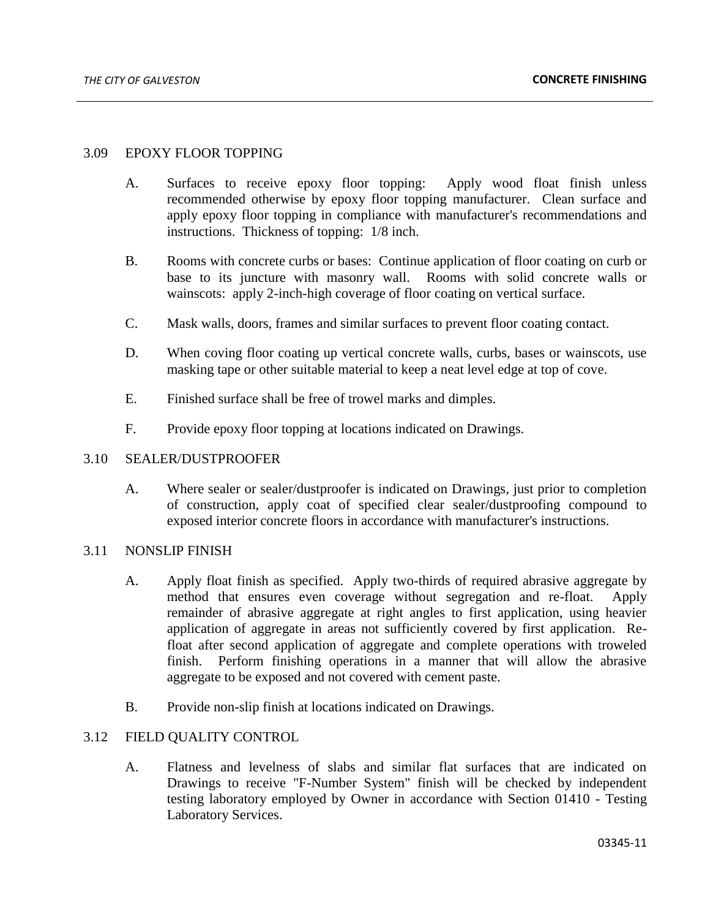## 3.09 EPOXY FLOOR TOPPING

A. Surfaces to receive epoxy floor topping: Apply wood float finish unless recommended otherwise by epoxy floor topping manufacturer. Clean surface and apply epoxy floor topping in compliance with manufacturer's recommendations and instructions. Thickness of topping: 1/8 inch.

B. Rooms with concrete curbs or bases: Continue application of floor coating on curb or base to its juncture with masonry wall. Rooms with solid concrete walls or wainscots: apply 2-inch-high coverage of floor coating on vertical surface.

C. Mask walls, doors, frames and similar surfaces to prevent floor coating contact.

D. When coving floor coating up vertical concrete walls, curbs, bases or wainscots, use masking tape or other suitable material to keep a neat level edge at top of cove.

E. Finished surface shall be free of trowel marks and dimples.

F. Provide epoxy floor topping at locations indicated on Drawings.

## 3.10 SEALER/DUSTPROOFER

A. Where sealer or sealer/dustproofer is indicated on Drawings, just prior to completion of construction, apply coat of specified clear sealer/dustproofing compound to exposed interior concrete floors in accordance with manufacturer's instructions.

## 3.11 NONSLIP FINISH

A. Apply float finish as specified. Apply two-thirds of required abrasive aggregate by method that ensures even coverage without segregation and re-float. Apply remainder of abrasive aggregate at right angles to first application, using heavier application of aggregate in areas not sufficiently covered by first application. Re-float after second application of aggregate and complete operations with troweled finish. Perform finishing operations in a manner that will allow the abrasive aggregate to be exposed and not covered with cement paste.

B. Provide non-slip finish at locations indicated on Drawings.

## 3.12 FIELD QUALITY CONTROL

A. Flatness and levelness of slabs and similar flat surfaces that are indicated on Drawings to receive "F-Number System" finish will be checked by independent testing laboratory employed by Owner in accordance with Section 01410 - Testing Laboratory Services.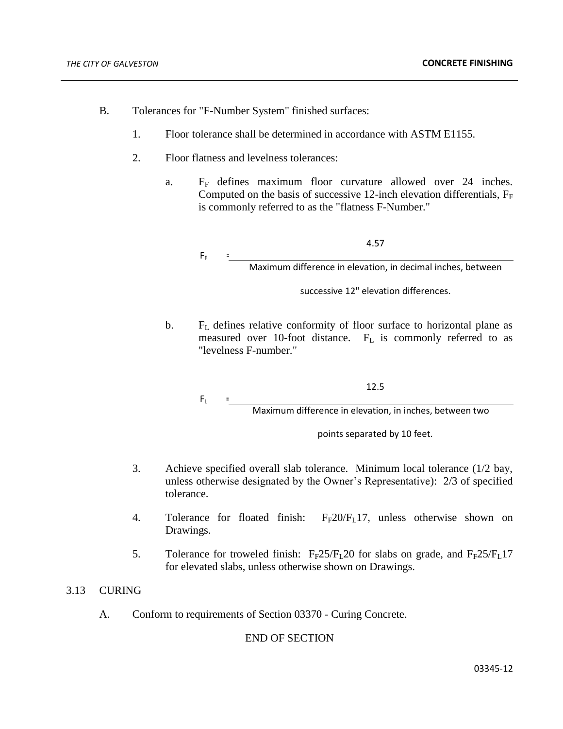B. Tolerances for "F-Number System" finished surfaces:

1. Floor tolerance shall be determined in accordance with ASTM E1155.

2. Floor flatness and levelness tolerances:

   a. $F_F$ defines maximum floor curvature allowed over 24 inches. Computed on the basis of successive 12-inch elevation differentials, $F_F$ is commonly referred to as the "flatness F-Number."

$$F_F = \frac{4.57}{\text{Maximum difference in elevation, in decimal inches, between successive 12" elevation differences.}}$$

   b. $F_L$ defines relative conformity of floor surface to horizontal plane as measured over 10-foot distance. $F_L$ is commonly referred to as "levelness F-number."

$$F_L = \frac{12.5}{\text{Maximum difference in elevation, in inches, between two points separated by 10 feet.}}$$

3. Achieve specified overall slab tolerance. Minimum local tolerance (1/2 bay, unless otherwise designated by the Owner's Representative): 2/3 of specified tolerance.

4. Tolerance for floated finish: $F_F20/F_L17$, unless otherwise shown on Drawings.

5. Tolerance for troweled finish: $F_F25/F_L20$ for slabs on grade, and $F_F25/F_L17$ for elevated slabs, unless otherwise shown on Drawings.

## 3.13 CURING

A. Conform to requirements of Section 03370 - Curing Concrete.

END OF SECTION